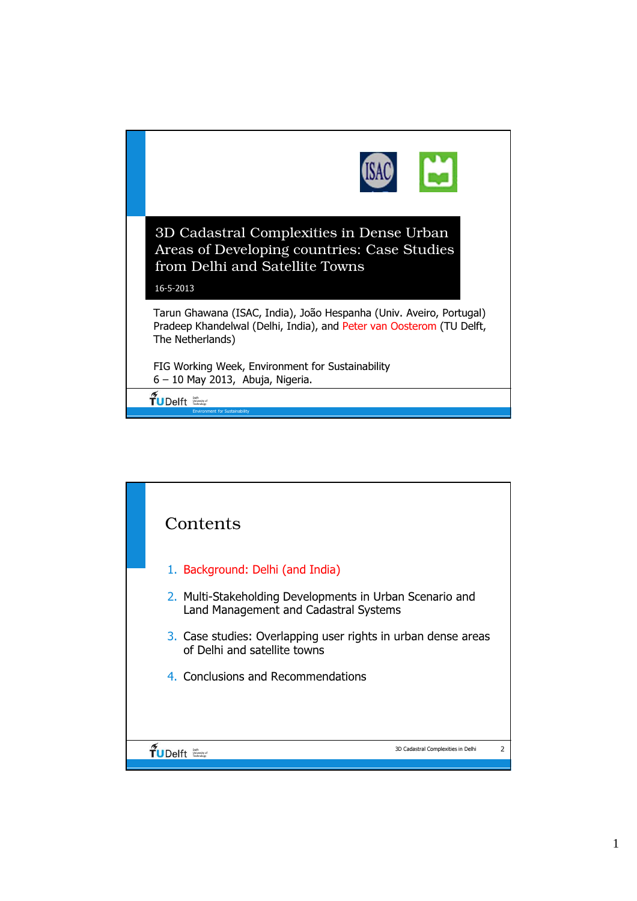# 3D Cadastral Complexities in Dense Urban Areas of Developing countries: Case Studies from Delhi and Satellite Towns

16-5-2013

Tarun Ghawana (ISAC, India), João Hespanha (Univ. Aveiro, Portugal) Pradeep Khandelwal (Delhi, India), and Peter van Oosterom (TU Delft, The Netherlands)

FIG Working Week, Environment for Sustainability
6 – 10 May 2013, Abuja, Nigeria.

## Contents

1. Background: Delhi (and India)
2. Multi-Stakeholding Developments in Urban Scenario and Land Management and Cadastral Systems
3. Case studies: Overlapping user rights in urban dense areas of Delhi and satellite towns
4. Conclusions and Recommendations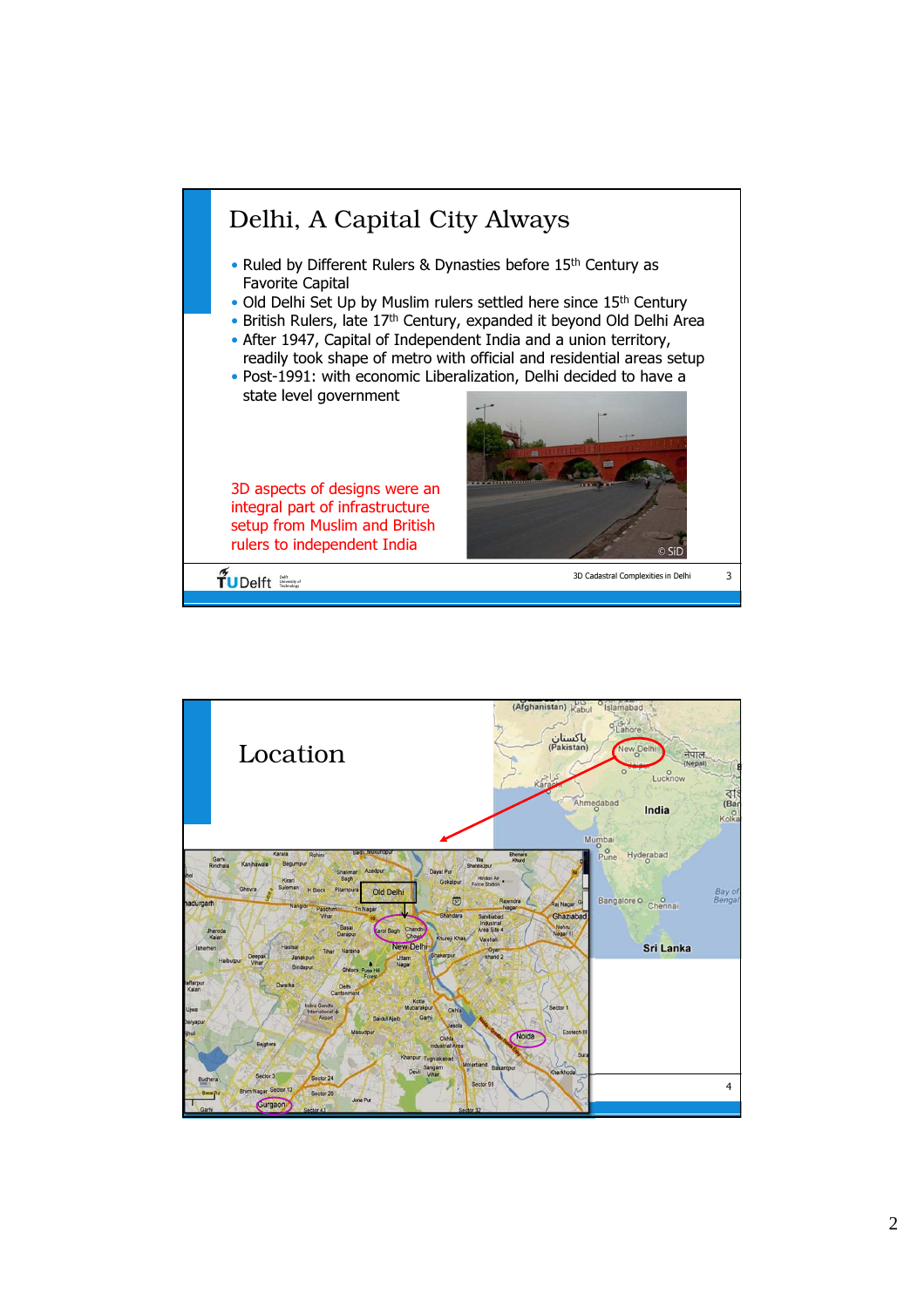# Delhi, A Capital City Always

- Ruled by Different Rulers & Dynasties before 15th Century as Favorite Capital
- Old Delhi Set Up by Muslim rulers settled here since 15th Century
- British Rulers, late 17th Century, expanded it beyond Old Delhi Area
- After 1947, Capital of Independent India and a union territory, readily took shape of metro with official and residential areas setup
- Post-1991: with economic Liberalization, Delhi decided to have a state level government

3D aspects of designs were an integral part of infrastructure setup from Muslim and British rulers to independent India

# Location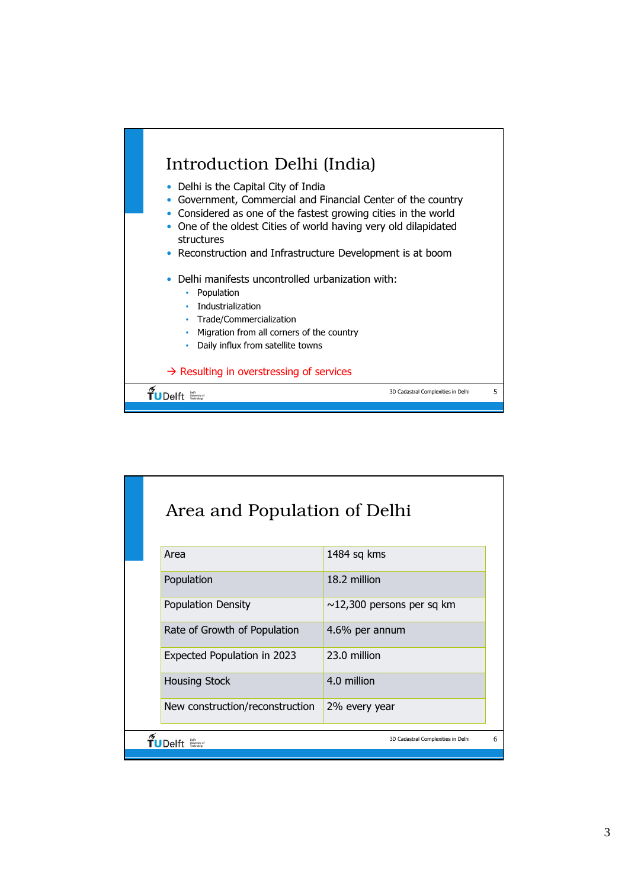## Introduction Delhi (India)

- Delhi is the Capital City of India
- Government, Commercial and Financial Center of the country
- Considered as one of the fastest growing cities in the world
- One of the oldest Cities of world having very old dilapidated structures
- Reconstruction and Infrastructure Development is at boom

- Delhi manifests uncontrolled urbanization with:
  - Population
  - Industrialization
  - Trade/Commercialization
  - Migration from all corners of the country
  - Daily influx from satellite towns

→ Resulting in overstressing of services

## Area and Population of Delhi

| Area | 1484 sq kms |
|---|---|
| Population | 18.2 million |
| Population Density | ~12,300 persons per sq km |
| Rate of Growth of Population | 4.6% per annum |
| Expected Population in 2023 | 23.0 million |
| Housing Stock | 4.0 million |
| New construction/reconstruction | 2% every year |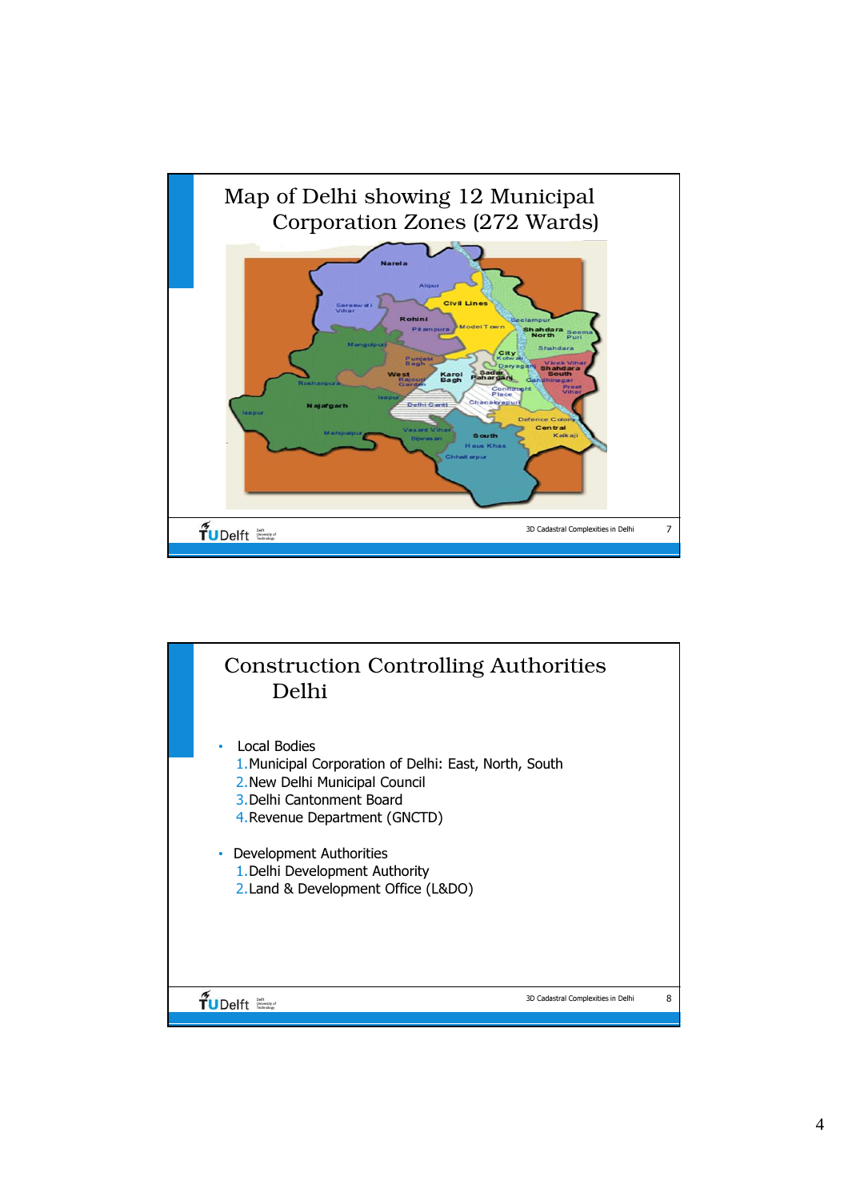# Map of Delhi showing 12 Municipal Corporation Zones (272 Wards)

# Construction Controlling Authorities Delhi

- Local Bodies
  1. Municipal Corporation of Delhi: East, North, South
  2. New Delhi Municipal Council
  3. Delhi Cantonment Board
  4. Revenue Department (GNCTD)

- Development Authorities
  1. Delhi Development Authority
  2. Land & Development Office (L&DO)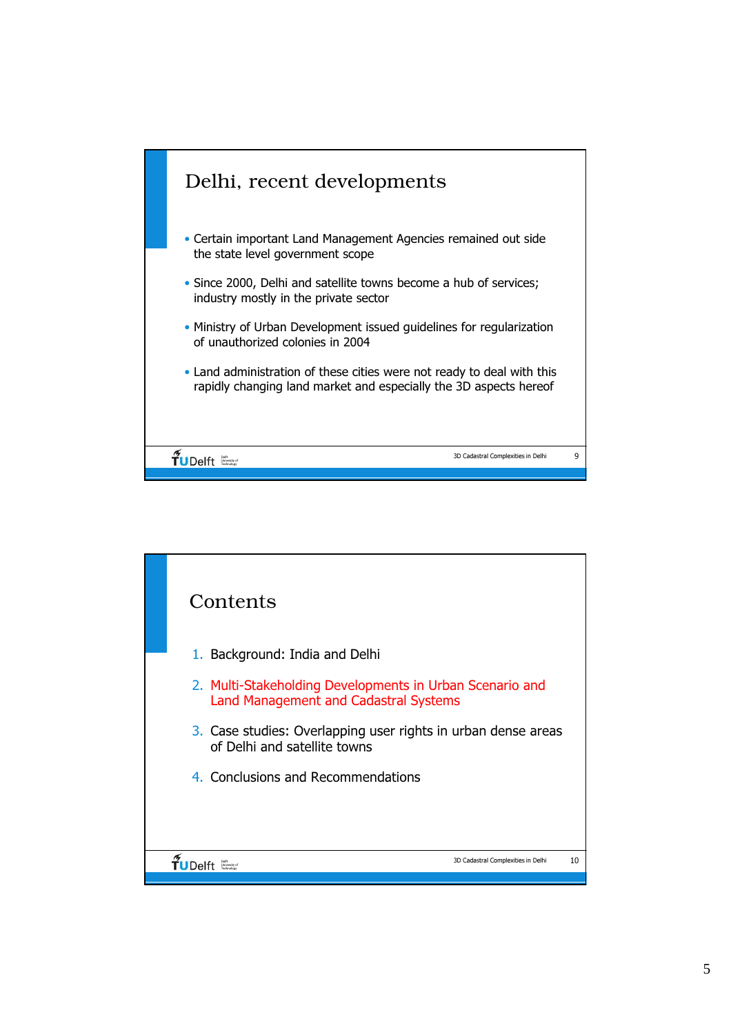## Delhi, recent developments

- Certain important Land Management Agencies remained out side the state level government scope
- Since 2000, Delhi and satellite towns become a hub of services; industry mostly in the private sector
- Ministry of Urban Development issued guidelines for regularization of unauthorized colonies in 2004
- Land administration of these cities were not ready to deal with this rapidly changing land market and especially the 3D aspects hereof

## Contents

1. Background: India and Delhi
2. Multi-Stakeholding Developments in Urban Scenario and Land Management and Cadastral Systems
3. Case studies: Overlapping user rights in urban dense areas of Delhi and satellite towns
4. Conclusions and Recommendations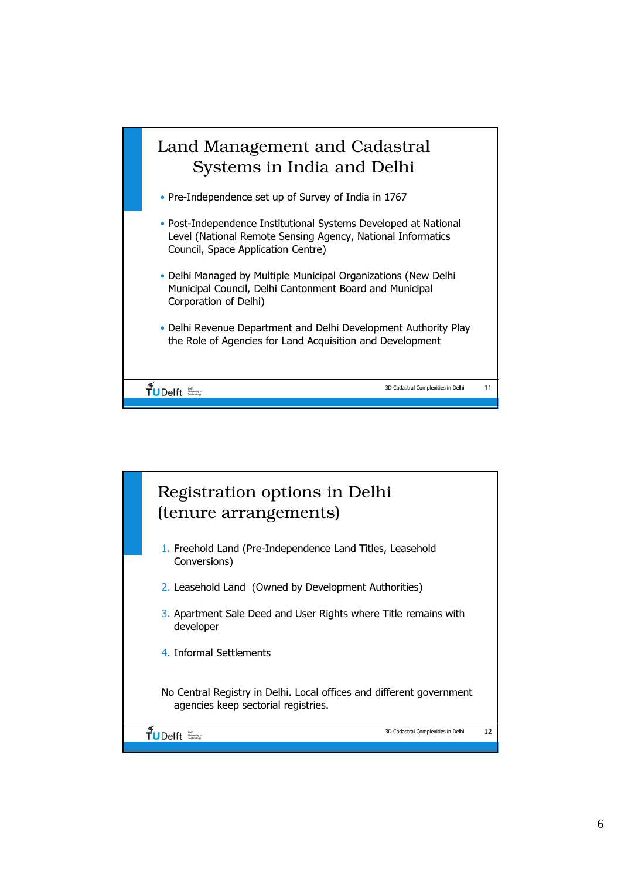## Land Management and Cadastral Systems in India and Delhi

- Pre-Independence set up of Survey of India in 1767
- Post-Independence Institutional Systems Developed at National Level (National Remote Sensing Agency, National Informatics Council, Space Application Centre)
- Delhi Managed by Multiple Municipal Organizations (New Delhi Municipal Council, Delhi Cantonment Board and Municipal Corporation of Delhi)
- Delhi Revenue Department and Delhi Development Authority Play the Role of Agencies for Land Acquisition and Development

## Registration options in Delhi (tenure arrangements)

1. Freehold Land (Pre-Independence Land Titles, Leasehold Conversions)
2. Leasehold Land (Owned by Development Authorities)
3. Apartment Sale Deed and User Rights where Title remains with developer
4. Informal Settlements

No Central Registry in Delhi. Local offices and different government agencies keep sectorial registries.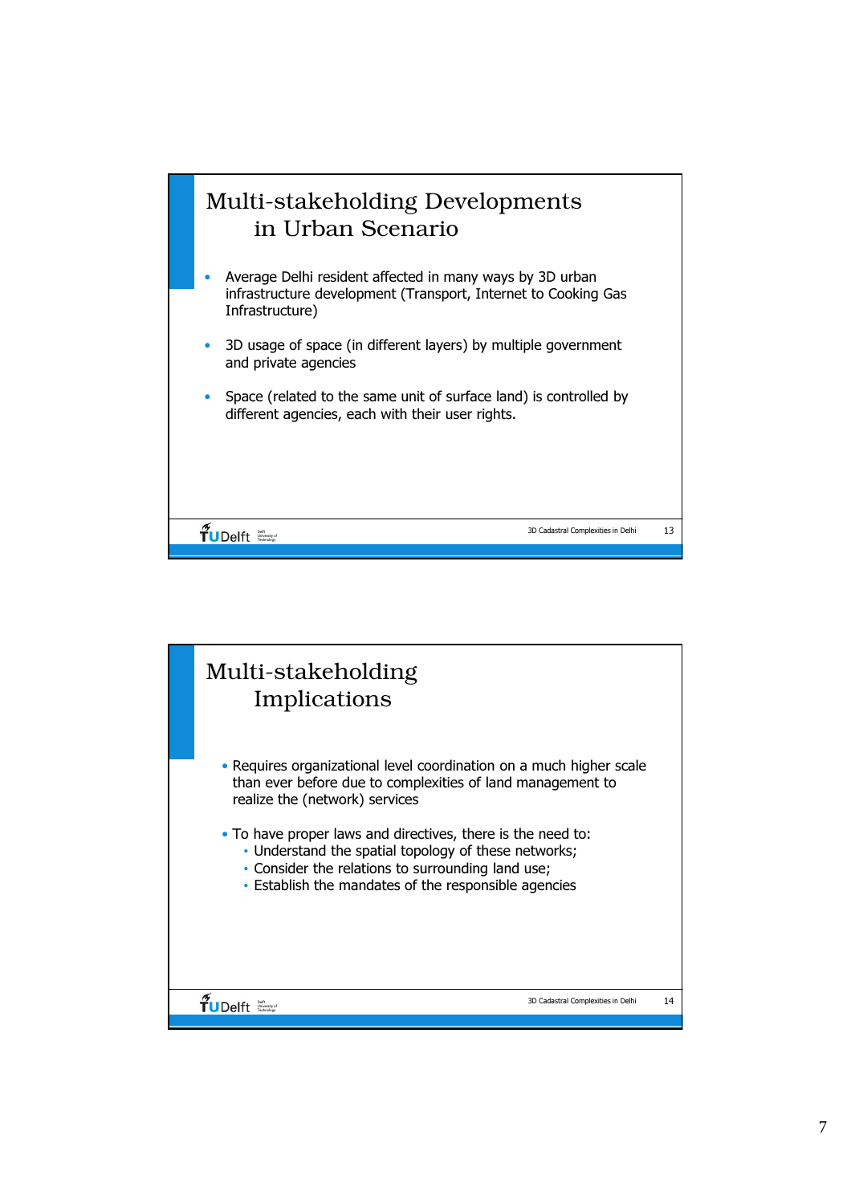## Multi-stakeholding Developments in Urban Scenario

- Average Delhi resident affected in many ways by 3D urban infrastructure development (Transport, Internet to Cooking Gas Infrastructure)
- 3D usage of space (in different layers) by multiple government and private agencies
- Space (related to the same unit of surface land) is controlled by different agencies, each with their user rights.

## Multi-stakeholding Implications

- Requires organizational level coordination on a much higher scale than ever before due to complexities of land management to realize the (network) services
- To have proper laws and directives, there is the need to:
  - Understand the spatial topology of these networks;
  - Consider the relations to surrounding land use;
  - Establish the mandates of the responsible agencies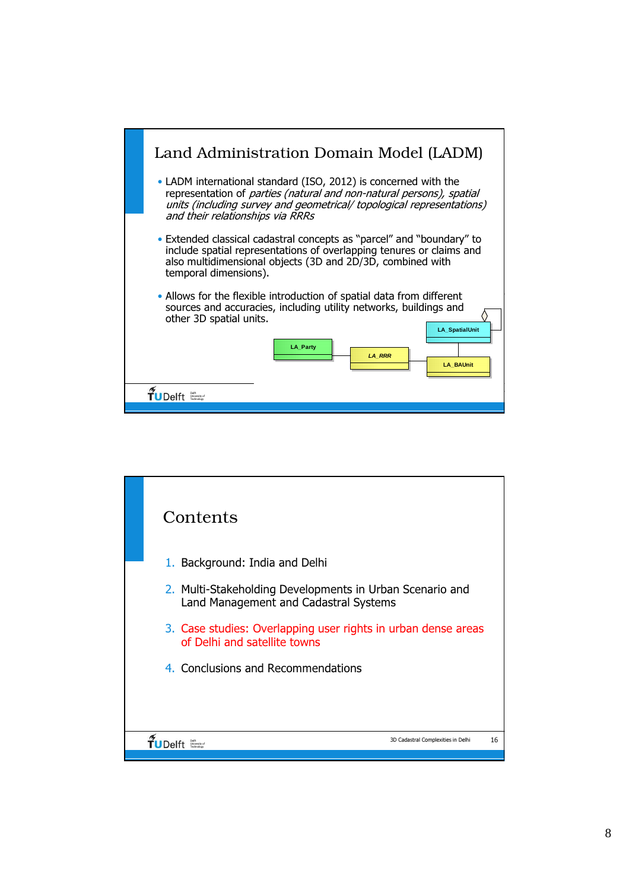# Land Administration Domain Model (LADM)

- LADM international standard (ISO, 2012) is concerned with the representation of *parties (natural and non-natural persons), spatial units (including survey and geometrical/ topological representations) and their relationships via RRRs*
- Extended classical cadastral concepts as "parcel" and "boundary" to include spatial representations of overlapping tenures or claims and also multidimensional objects (3D and 2D/3D, combined with temporal dimensions).
- Allows for the flexible introduction of spatial data from different sources and accuracies, including utility networks, buildings and other 3D spatial units.

LA_Party — *LA_RRR* — LA_BAUnit — LA_SpatialUnit

# Contents

1. Background: India and Delhi
2. Multi-Stakeholding Developments in Urban Scenario and Land Management and Cadastral Systems
3. Case studies: Overlapping user rights in urban dense areas of Delhi and satellite towns
4. Conclusions and Recommendations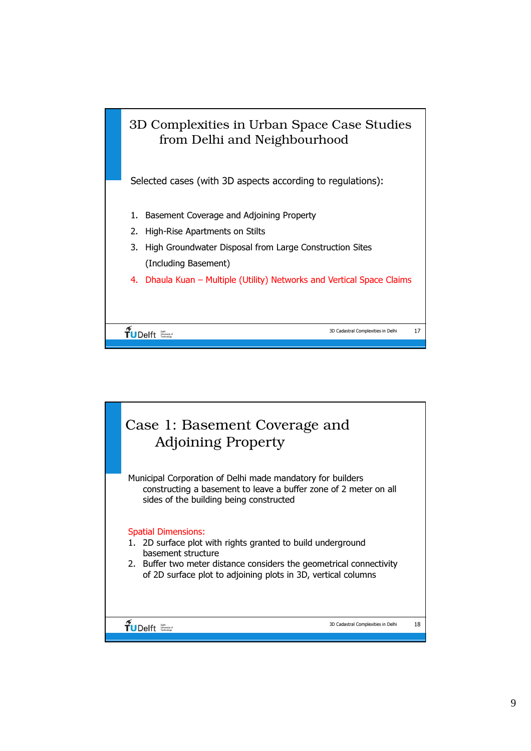# 3D Complexities in Urban Space Case Studies from Delhi and Neighbourhood

Selected cases (with 3D aspects according to regulations):

1. Basement Coverage and Adjoining Property
2. High-Rise Apartments on Stilts
3. High Groundwater Disposal from Large Construction Sites (Including Basement)
4. Dhaula Kuan – Multiple (Utility) Networks and Vertical Space Claims

# Case 1: Basement Coverage and Adjoining Property

Municipal Corporation of Delhi made mandatory for builders constructing a basement to leave a buffer zone of 2 meter on all sides of the building being constructed

Spatial Dimensions:

1. 2D surface plot with rights granted to build underground basement structure
2. Buffer two meter distance considers the geometrical connectivity of 2D surface plot to adjoining plots in 3D, vertical columns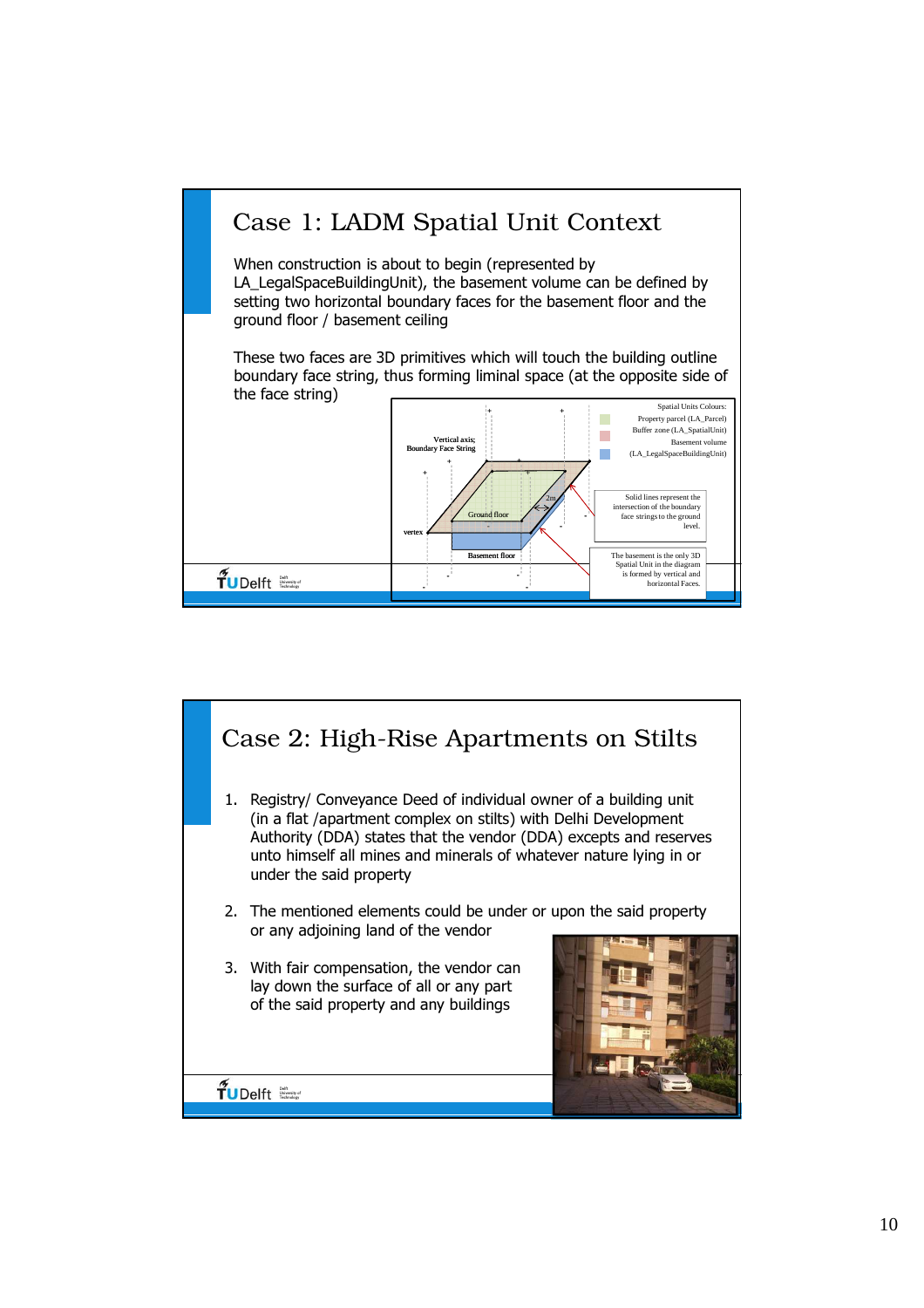## Case 1: LADM Spatial Unit Context

When construction is about to begin (represented by LA_LegalSpaceBuildingUnit), the basement volume can be defined by setting two horizontal boundary faces for the basement floor and the ground floor / basement ceiling

These two faces are 3D primitives which will touch the building outline boundary face string, thus forming liminal space (at the opposite side of the face string)

Spatial Units Colours:
Property parcel (LA_Parcel)
Buffer zone (LA_SpatialUnit)
Basement volume (LA_LegalSpaceBuildingUnit)

Vertical axis; Boundary Face String

vertex

Ground floor

Basement floor

2m

Solid lines represent the intersection of the boundary face strings to the ground level.

The basement is the only 3D Spatial Unit in the diagram and is formed by vertical and horizontal Faces.

## Case 2: High-Rise Apartments on Stilts

1. Registry/ Conveyance Deed of individual owner of a building unit (in a flat /apartment complex on stilts) with Delhi Development Authority (DDA) states that the vendor (DDA) excepts and reserves unto himself all mines and minerals of whatever nature lying in or under the said property
2. The mentioned elements could be under or upon the said property or any adjoining land of the vendor
3. With fair compensation, the vendor can lay down the surface of all or any part of the said property and any buildings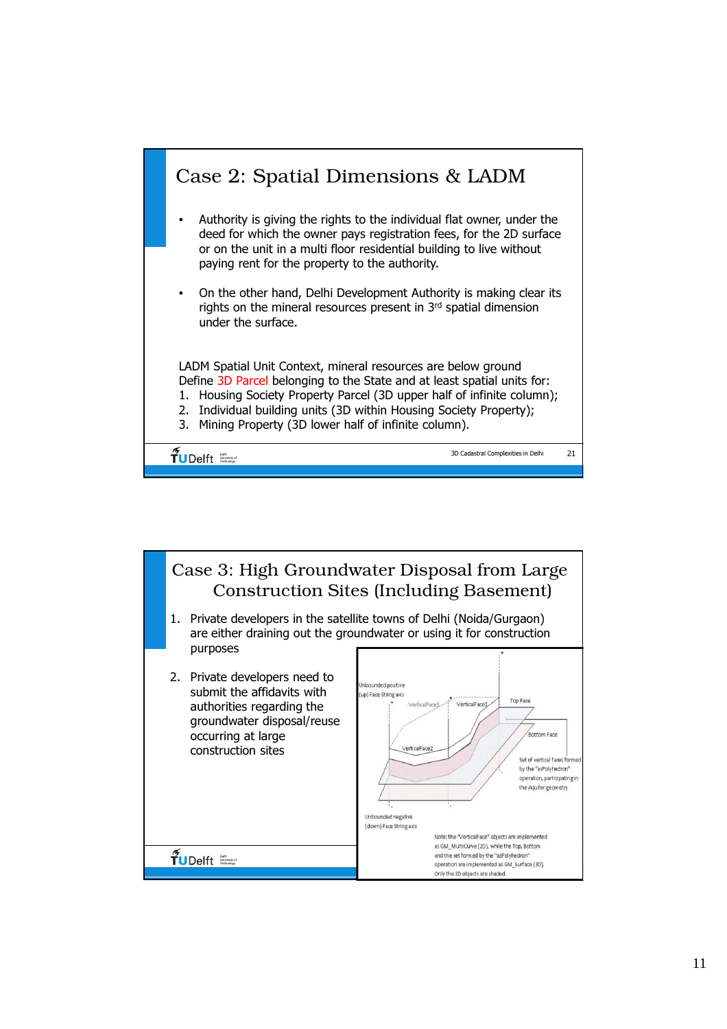## Case 2: Spatial Dimensions & LADM

- Authority is giving the rights to the individual flat owner, under the deed for which the owner pays registration fees, for the 2D surface or on the unit in a multi floor residential building to live without paying rent for the property to the authority.

- On the other hand, Delhi Development Authority is making clear its rights on the mineral resources present in 3rd spatial dimension under the surface.

LADM Spatial Unit Context, mineral resources are below ground
Define 3D Parcel belonging to the State and at least spatial units for:

1. Housing Society Property Parcel (3D upper half of infinite column);
2. Individual building units (3D within Housing Society Property);
3. Mining Property (3D lower half of infinite column).

## Case 3: High Groundwater Disposal from Large Construction Sites (Including Basement)

1. Private developers in the satellite towns of Delhi (Noida/Gurgaon) are either draining out the groundwater or using it for construction purposes

2. Private developers need to submit the affidavits with authorities regarding the groundwater disposal/reuse occurring at large construction sites

Unbounded positive (up) Face String axis

VerticalFace3

VerticalFace1

Top Face

Bottom Face

VerticalFace2

Set of vertical faces formed by the "asPolyhedron" operation, participating in the Aquifer geometry

Unbounded negative (down) Face String axis

Note: the "VerticalFace" objects are implemented as GM_MultiCurve (2D), while the Top, Bottom and the set formed by the "asPolyhedron" operation are implemented as GM_Surface (3D). Only the 3D objects are shaded.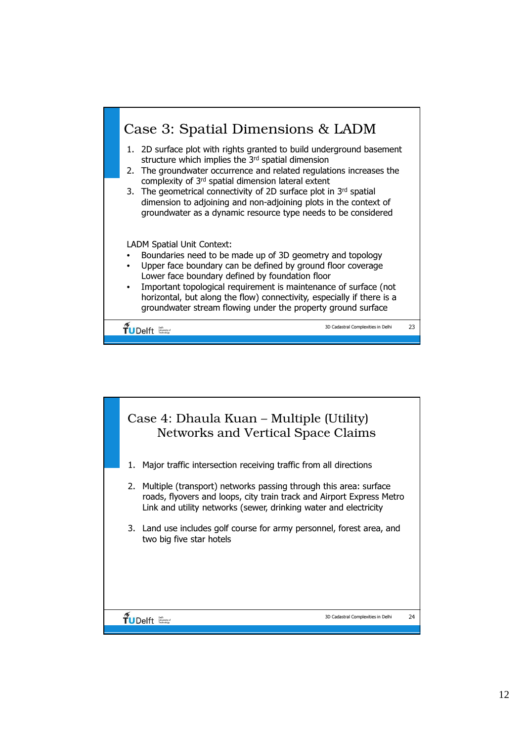## Case 3: Spatial Dimensions & LADM

1. 2D surface plot with rights granted to build underground basement structure which implies the 3rd spatial dimension
2. The groundwater occurrence and related regulations increases the complexity of 3rd spatial dimension lateral extent
3. The geometrical connectivity of 2D surface plot in 3rd spatial dimension to adjoining and non-adjoining plots in the context of groundwater as a dynamic resource type needs to be considered

LADM Spatial Unit Context:

- Boundaries need to be made up of 3D geometry and topology
- Upper face boundary can be defined by ground floor coverage Lower face boundary defined by foundation floor
- Important topological requirement is maintenance of surface (not horizontal, but along the flow) connectivity, especially if there is a groundwater stream flowing under the property ground surface

## Case 4: Dhaula Kuan – Multiple (Utility) Networks and Vertical Space Claims

1. Major traffic intersection receiving traffic from all directions
2. Multiple (transport) networks passing through this area: surface roads, flyovers and loops, city train track and Airport Express Metro Link and utility networks (sewer, drinking water and electricity
3. Land use includes golf course for army personnel, forest area, and two big five star hotels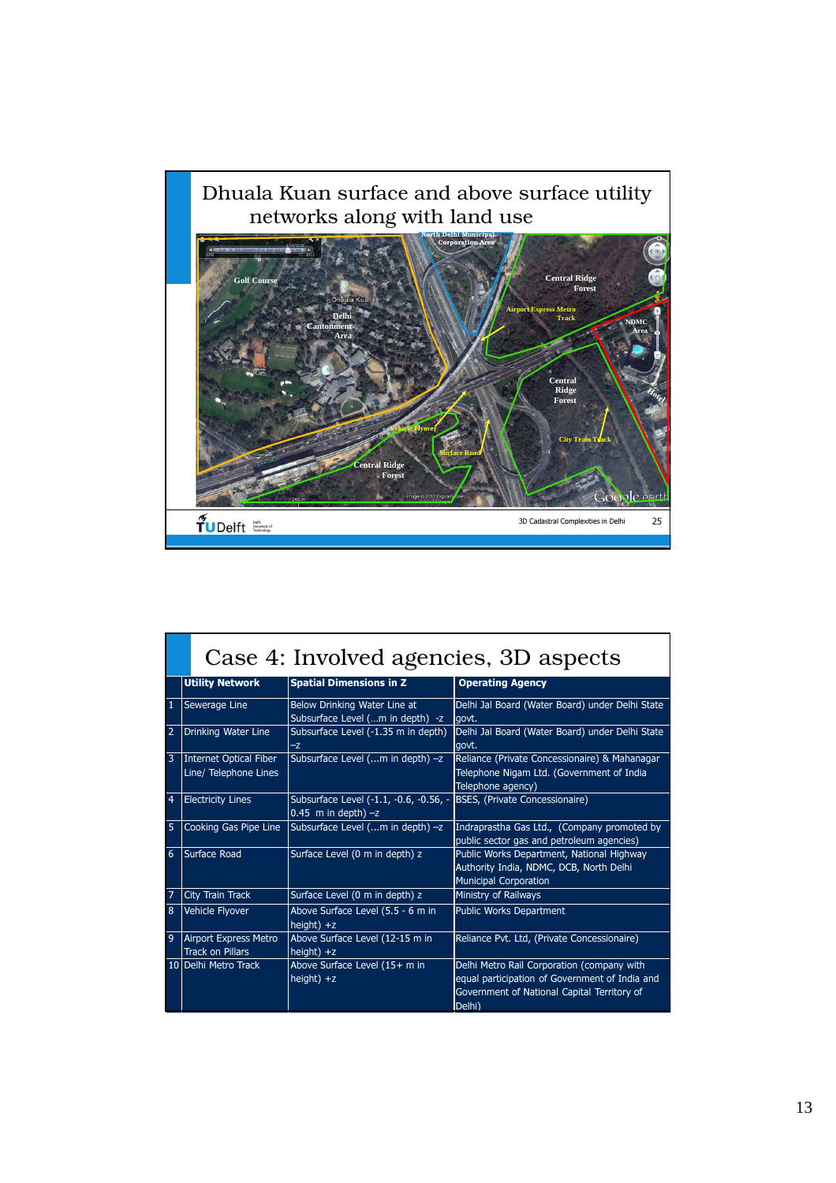## Dhuala Kuan surface and above surface utility networks along with land use

Golf Course

Dhaula Kuan

Delhi Cantonment Area

North Delhi Municipal Corporation Area

Central Ridge Forest

Airport Express Metro Track

NDMC Area

Central Ridge Forest

Hotel

Vehicle Flyover

Surface Road

City Train Track

Central Ridge Forest

3D Cadastral Complexities in Delhi

## Case 4: Involved agencies, 3D aspects

| | Utility Network | Spatial Dimensions in Z | Operating Agency |
|---|---|---|---|
| 1 | Sewerage Line | Below Drinking Water Line at Subsurface Level (...m in depth) -z | Delhi Jal Board (Water Board) under Delhi State govt. |
| 2 | Drinking Water Line | Subsurface Level (-1.35 m in depth) –z | Delhi Jal Board (Water Board) under Delhi State govt. |
| 3 | Internet Optical Fiber Line/ Telephone Lines | Subsurface Level (...m in depth) –z | Reliance (Private Concessionaire) & Mahanagar Telephone Nigam Ltd. (Government of India Telephone agency) |
| 4 | Electricity Lines | Subsurface Level (-1.1, -0.6, -0.56, -0.45 m in depth) –z | BSES, (Private Concessionaire) |
| 5 | Cooking Gas Pipe Line | Subsurface Level (...m in depth) –z | Indraprastha Gas Ltd., (Company promoted by public sector gas and petroleum agencies) |
| 6 | Surface Road | Surface Level (0 m in depth) z | Public Works Department, National Highway Authority India, NDMC, DCB, North Delhi Municipal Corporation |
| 7 | City Train Track | Surface Level (0 m in depth) z | Ministry of Railways |
| 8 | Vehicle Flyover | Above Surface Level (5.5 - 6 m in height) +z | Public Works Department |
| 9 | Airport Express Metro Track on Pillars | Above Surface Level (12-15 m in height) +z | Reliance Pvt. Ltd, (Private Concessionaire) |
| 10 | Delhi Metro Track | Above Surface Level (15+ m in height) +z | Delhi Metro Rail Corporation (company with equal participation of Government of India and Government of National Capital Territory of Delhi) |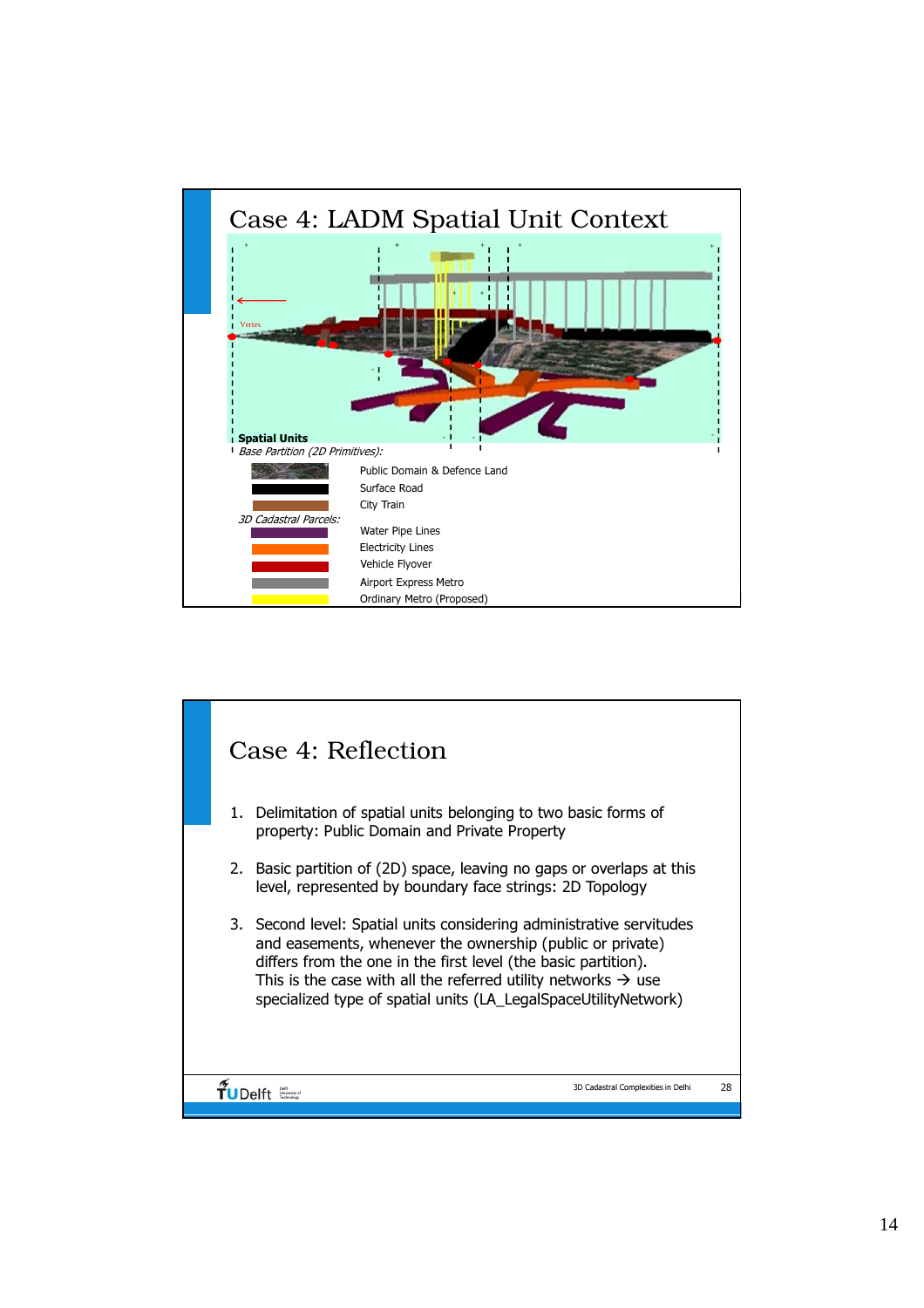# Case 4: LADM Spatial Unit Context

Vertex

**Spatial Units**

*Base Partition (2D Primitives):*

- Public Domain & Defence Land
- Surface Road
- City Train

*3D Cadastral Parcels:*

- Water Pipe Lines
- Electricity Lines
- Vehicle Flyover
- Airport Express Metro
- Ordinary Metro (Proposed)

# Case 4: Reflection

1. Delimitation of spatial units belonging to two basic forms of property: Public Domain and Private Property
2. Basic partition of (2D) space, leaving no gaps or overlaps at this level, represented by boundary face strings: 2D Topology
3. Second level: Spatial units considering administrative servitudes and easements, whenever the ownership (public or private) differs from the one in the first level (the basic partition). This is the case with all the referred utility networks → use specialized type of spatial units (LA_LegalSpaceUtilityNetwork)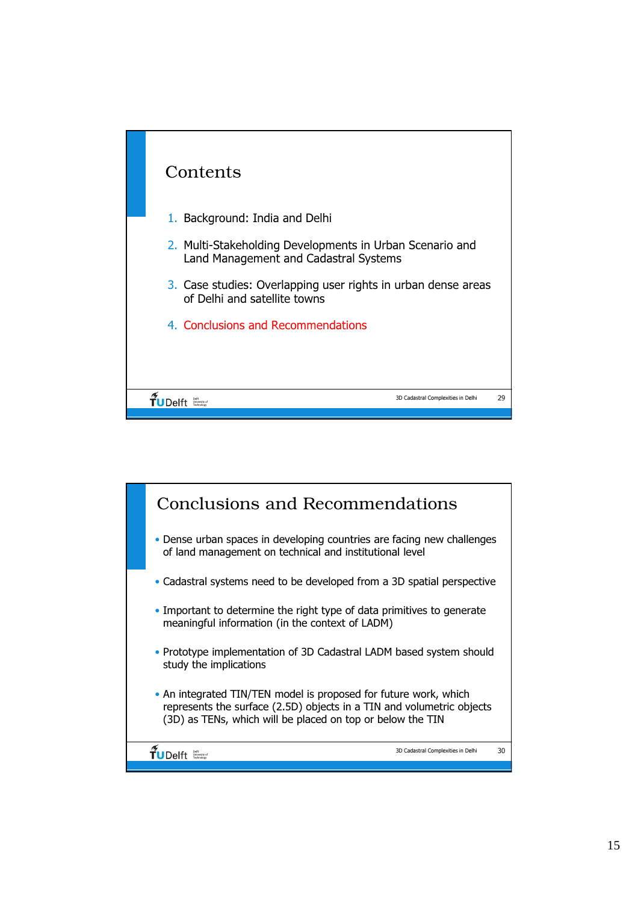## Contents

1. Background: India and Delhi
2. Multi-Stakeholding Developments in Urban Scenario and Land Management and Cadastral Systems
3. Case studies: Overlapping user rights in urban dense areas of Delhi and satellite towns
4. Conclusions and Recommendations

## Conclusions and Recommendations

- Dense urban spaces in developing countries are facing new challenges of land management on technical and institutional level
- Cadastral systems need to be developed from a 3D spatial perspective
- Important to determine the right type of data primitives to generate meaningful information (in the context of LADM)
- Prototype implementation of 3D Cadastral LADM based system should study the implications
- An integrated TIN/TEN model is proposed for future work, which represents the surface (2.5D) objects in a TIN and volumetric objects (3D) as TENs, which will be placed on top or below the TIN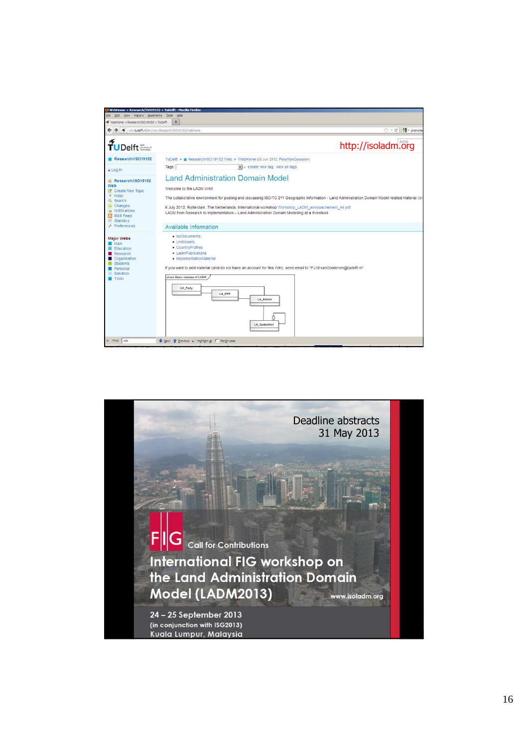http://isoladm.org

TUDelft

Research/ISO19152

TuDelft > Research/ISO19152 Web > WebHome (08 Jun 2012, PeterVanOosterom)

## Land Administration Domain Model

Welcome to the LADM Wiki!

The collaborative environment for posting and discussing ISO/TC 211 Geographic Information - Land Administration Domain Model related material

6 July 2012, Rotterdam, The Netherlands: International workshop Workshop_LADM_announcement_v4.pdf
LADM from Research to Implementation – Land Administration Domain Modelling at a threshold

### Available Information

- IsoDocuments
- UmlModels
- CountryProfiles
- LadmPublications
- ImplementationMaterial

If you want to add material (and do not have an account for this Wiki), send email to "P.J.M.vanOosterom@tudelft.nl".

class Basic classes of LADM

LA_Party
LA_RRR
LA_BAUnit
LA_SpatialUnit

---

Deadline abstracts
31 May 2013

FIG

Call for Contributions

# International FIG workshop on the Land Administration Domain Model (LADM2013)

www.isoladm.org

24 – 25 September 2013
(in conjunction with ISG2013)
Kuala Lumpur, Malaysia